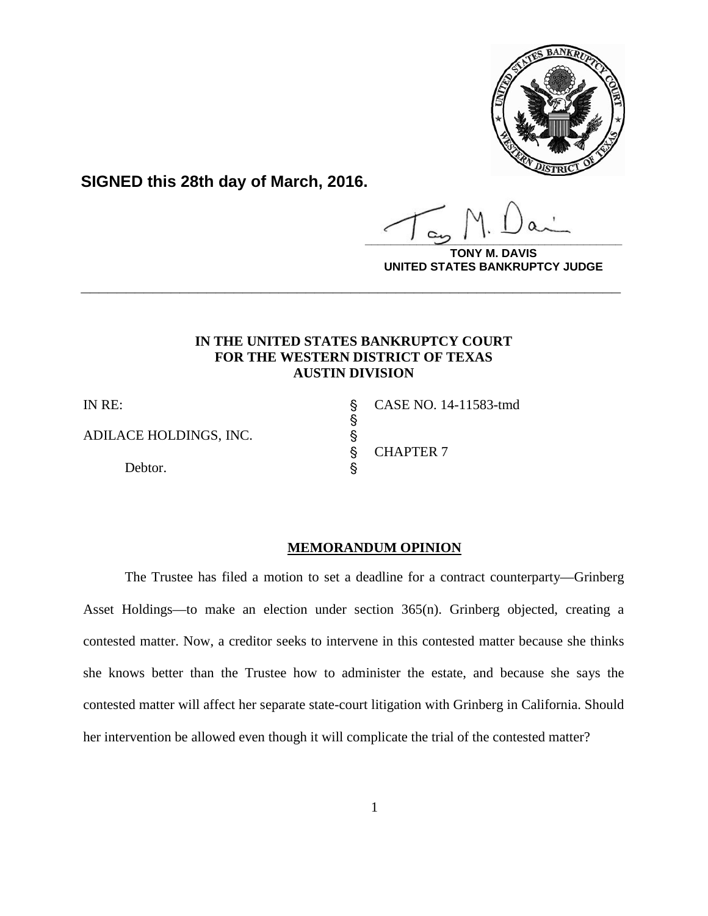**SIGNED this 28th day of March, 2016.**

**TONY M. DAVIS**
**UNITED STATES BANKRUPTCY JUDGE**

---

**IN THE UNITED STATES BANKRUPTCY COURT**
**FOR THE WESTERN DISTRICT OF TEXAS**
**AUSTIN DIVISION**

| | | |
|---|---|---|
| IN RE: | § | CASE NO. 14-11583-tmd |
| | § | |
| ADILACE HOLDINGS, INC. | § | |
| | § | CHAPTER 7 |
| Debtor. | § | |

**MEMORANDUM OPINION**

The Trustee has filed a motion to set a deadline for a contract counterparty—Grinberg Asset Holdings—to make an election under section 365(n). Grinberg objected, creating a contested matter. Now, a creditor seeks to intervene in this contested matter because she thinks she knows better than the Trustee how to administer the estate, and because she says the contested matter will affect her separate state-court litigation with Grinberg in California. Should her intervention be allowed even though it will complicate the trial of the contested matter?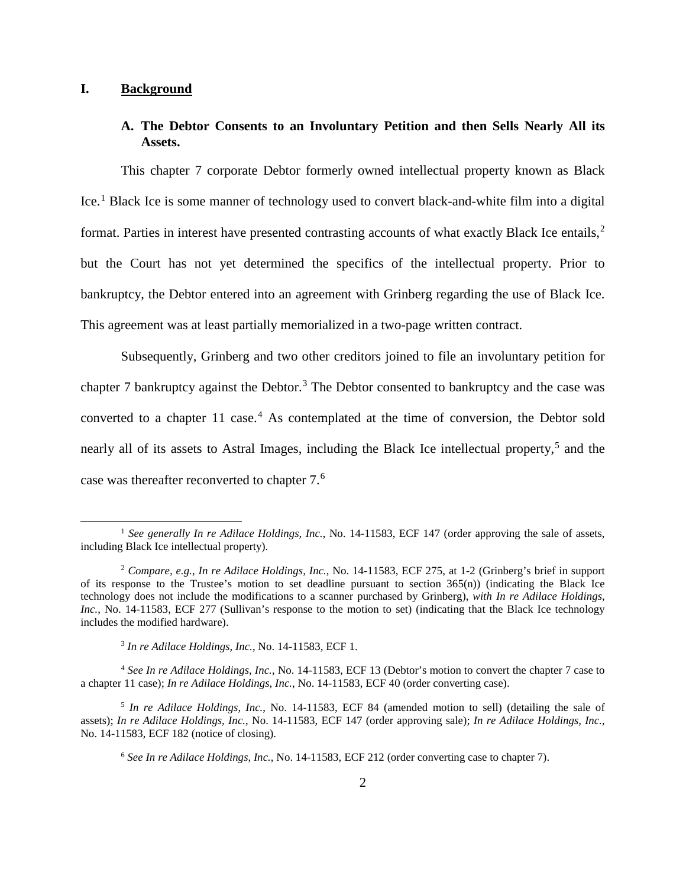# I. Background

## A. The Debtor Consents to an Involuntary Petition and then Sells Nearly All its Assets.

This chapter 7 corporate Debtor formerly owned intellectual property known as Black Ice.[1] Black Ice is some manner of technology used to convert black-and-white film into a digital format. Parties in interest have presented contrasting accounts of what exactly Black Ice entails,[2] but the Court has not yet determined the specifics of the intellectual property. Prior to bankruptcy, the Debtor entered into an agreement with Grinberg regarding the use of Black Ice. This agreement was at least partially memorialized in a two-page written contract.

Subsequently, Grinberg and two other creditors joined to file an involuntary petition for chapter 7 bankruptcy against the Debtor.[3] The Debtor consented to bankruptcy and the case was converted to a chapter 11 case.[4] As contemplated at the time of conversion, the Debtor sold nearly all of its assets to Astral Images, including the Black Ice intellectual property,[5] and the case was thereafter reconverted to chapter 7.[6]

---

[1] *See generally In re Adilace Holdings, Inc.*, No. 14-11583, ECF 147 (order approving the sale of assets, including Black Ice intellectual property).

[2] *Compare, e.g.*, *In re Adilace Holdings, Inc.*, No. 14-11583, ECF 275, at 1-2 (Grinberg's brief in support of its response to the Trustee's motion to set deadline pursuant to section 365(n)) (indicating the Black Ice technology does not include the modifications to a scanner purchased by Grinberg), *with In re Adilace Holdings, Inc.*, No. 14-11583, ECF 277 (Sullivan's response to the motion to set) (indicating that the Black Ice technology includes the modified hardware).

[3] *In re Adilace Holdings, Inc.*, No. 14-11583, ECF 1.

[4] *See In re Adilace Holdings, Inc.*, No. 14-11583, ECF 13 (Debtor's motion to convert the chapter 7 case to a chapter 11 case); *In re Adilace Holdings, Inc.*, No. 14-11583, ECF 40 (order converting case).

[5] *In re Adilace Holdings, Inc.*, No. 14-11583, ECF 84 (amended motion to sell) (detailing the sale of assets); *In re Adilace Holdings, Inc.*, No. 14-11583, ECF 147 (order approving sale); *In re Adilace Holdings, Inc.*, No. 14-11583, ECF 182 (notice of closing).

[6] *See In re Adilace Holdings, Inc.*, No. 14-11583, ECF 212 (order converting case to chapter 7).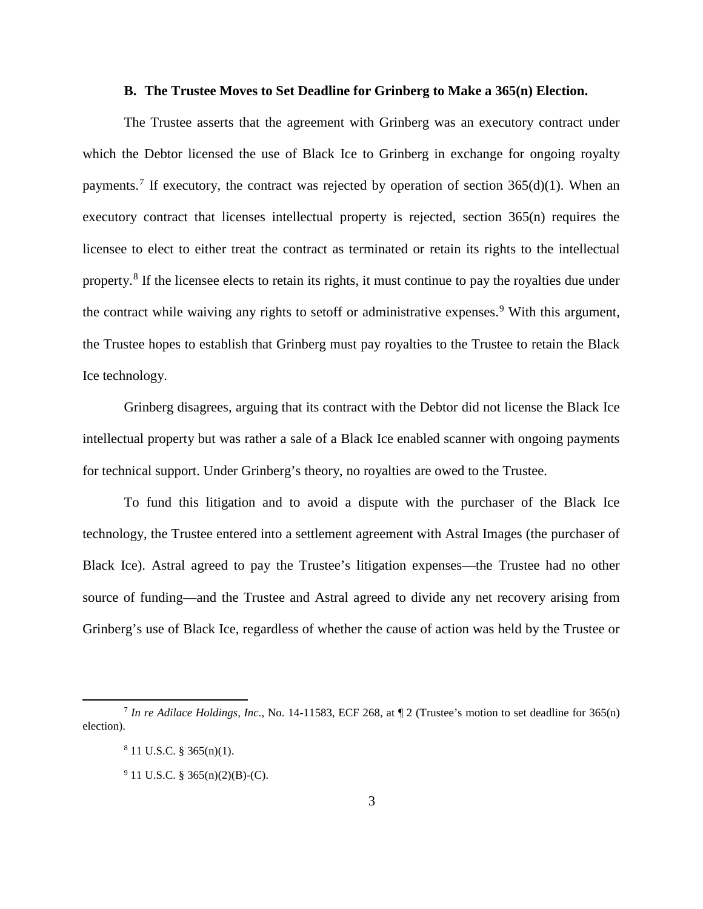### B. The Trustee Moves to Set Deadline for Grinberg to Make a 365(n) Election.

The Trustee asserts that the agreement with Grinberg was an executory contract under which the Debtor licensed the use of Black Ice to Grinberg in exchange for ongoing royalty payments.[7] If executory, the contract was rejected by operation of section 365(d)(1). When an executory contract that licenses intellectual property is rejected, section 365(n) requires the licensee to elect to either treat the contract as terminated or retain its rights to the intellectual property.[8] If the licensee elects to retain its rights, it must continue to pay the royalties due under the contract while waiving any rights to setoff or administrative expenses.[9] With this argument, the Trustee hopes to establish that Grinberg must pay royalties to the Trustee to retain the Black Ice technology.

Grinberg disagrees, arguing that its contract with the Debtor did not license the Black Ice intellectual property but was rather a sale of a Black Ice enabled scanner with ongoing payments for technical support. Under Grinberg's theory, no royalties are owed to the Trustee.

To fund this litigation and to avoid a dispute with the purchaser of the Black Ice technology, the Trustee entered into a settlement agreement with Astral Images (the purchaser of Black Ice). Astral agreed to pay the Trustee's litigation expenses—the Trustee had no other source of funding—and the Trustee and Astral agreed to divide any net recovery arising from Grinberg's use of Black Ice, regardless of whether the cause of action was held by the Trustee or

---

[7] *In re Adilace Holdings, Inc.*, No. 14-11583, ECF 268, at ¶ 2 (Trustee's motion to set deadline for 365(n) election).

[8] 11 U.S.C. § 365(n)(1).

[9] 11 U.S.C. § 365(n)(2)(B)-(C).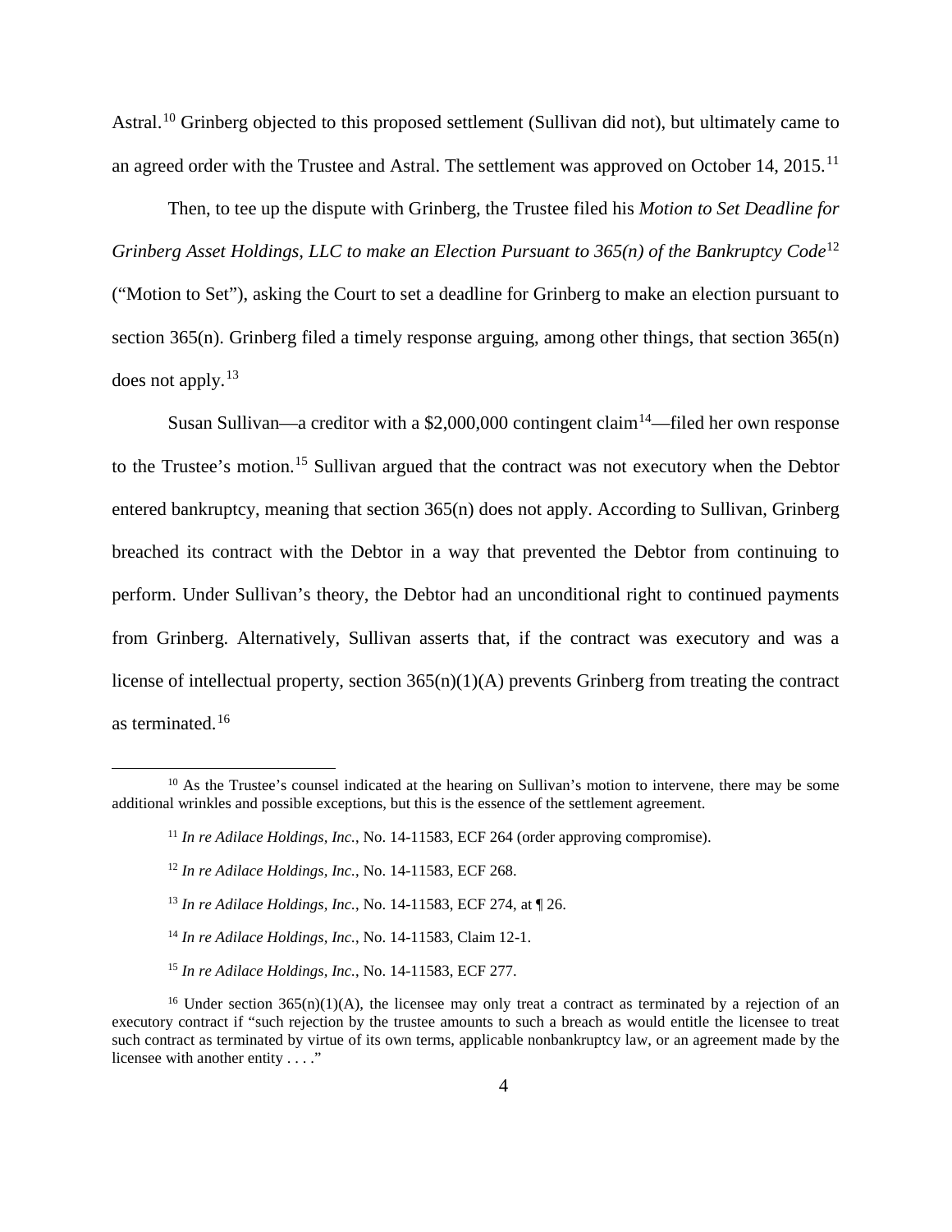Astral.[10] Grinberg objected to this proposed settlement (Sullivan did not), but ultimately came to an agreed order with the Trustee and Astral. The settlement was approved on October 14, 2015.[11]

Then, to tee up the dispute with Grinberg, the Trustee filed his *Motion to Set Deadline for Grinberg Asset Holdings, LLC to make an Election Pursuant to 365(n) of the Bankruptcy Code*[12] ("Motion to Set"), asking the Court to set a deadline for Grinberg to make an election pursuant to section 365(n). Grinberg filed a timely response arguing, among other things, that section 365(n) does not apply.[13]

Susan Sullivan—a creditor with a $2,000,000 contingent claim[14]—filed her own response to the Trustee's motion.[15] Sullivan argued that the contract was not executory when the Debtor entered bankruptcy, meaning that section 365(n) does not apply. According to Sullivan, Grinberg breached its contract with the Debtor in a way that prevented the Debtor from continuing to perform. Under Sullivan's theory, the Debtor had an unconditional right to continued payments from Grinberg. Alternatively, Sullivan asserts that, if the contract was executory and was a license of intellectual property, section 365(n)(1)(A) prevents Grinberg from treating the contract as terminated.[16]

---

[10] As the Trustee's counsel indicated at the hearing on Sullivan's motion to intervene, there may be some additional wrinkles and possible exceptions, but this is the essence of the settlement agreement.

[11] *In re Adilace Holdings, Inc.*, No. 14-11583, ECF 264 (order approving compromise).

[12] *In re Adilace Holdings, Inc.*, No. 14-11583, ECF 268.

[13] *In re Adilace Holdings, Inc.*, No. 14-11583, ECF 274, at ¶ 26.

[14] *In re Adilace Holdings, Inc.*, No. 14-11583, Claim 12-1.

[15] *In re Adilace Holdings, Inc.*, No. 14-11583, ECF 277.

[16] Under section 365(n)(1)(A), the licensee may only treat a contract as terminated by a rejection of an executory contract if "such rejection by the trustee amounts to such a breach as would entitle the licensee to treat such contract as terminated by virtue of its own terms, applicable nonbankruptcy law, or an agreement made by the licensee with another entity . . . ."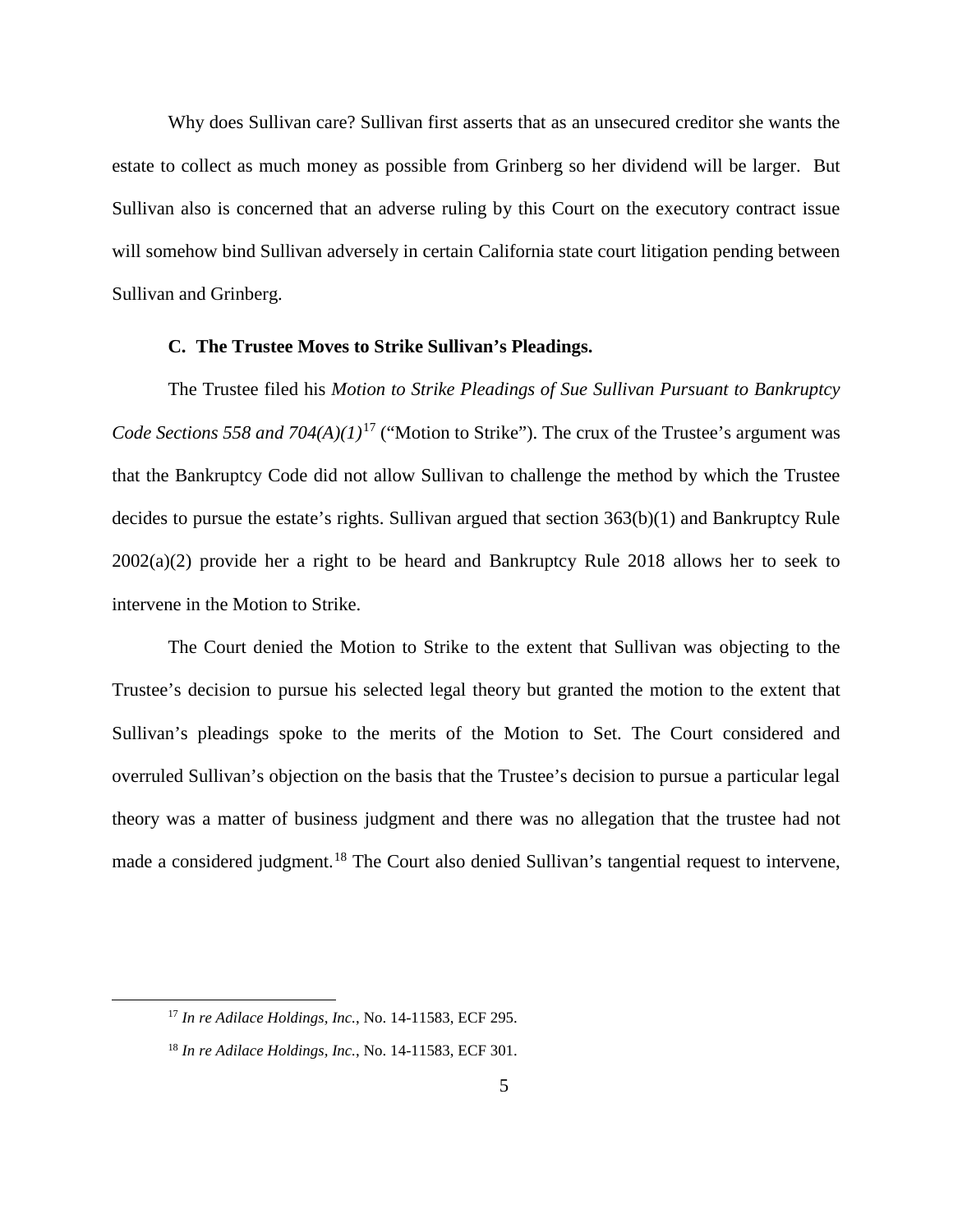Why does Sullivan care? Sullivan first asserts that as an unsecured creditor she wants the estate to collect as much money as possible from Grinberg so her dividend will be larger. But Sullivan also is concerned that an adverse ruling by this Court on the executory contract issue will somehow bind Sullivan adversely in certain California state court litigation pending between Sullivan and Grinberg.

### C. The Trustee Moves to Strike Sullivan's Pleadings.

The Trustee filed his *Motion to Strike Pleadings of Sue Sullivan Pursuant to Bankruptcy Code Sections 558 and 704(A)(1)*[17] ("Motion to Strike"). The crux of the Trustee's argument was that the Bankruptcy Code did not allow Sullivan to challenge the method by which the Trustee decides to pursue the estate's rights. Sullivan argued that section 363(b)(1) and Bankruptcy Rule 2002(a)(2) provide her a right to be heard and Bankruptcy Rule 2018 allows her to seek to intervene in the Motion to Strike.

The Court denied the Motion to Strike to the extent that Sullivan was objecting to the Trustee's decision to pursue his selected legal theory but granted the motion to the extent that Sullivan's pleadings spoke to the merits of the Motion to Set. The Court considered and overruled Sullivan's objection on the basis that the Trustee's decision to pursue a particular legal theory was a matter of business judgment and there was no allegation that the trustee had not made a considered judgment.[18] The Court also denied Sullivan's tangential request to intervene,

[17] *In re Adilace Holdings, Inc.*, No. 14-11583, ECF 295.

[18] *In re Adilace Holdings, Inc.*, No. 14-11583, ECF 301.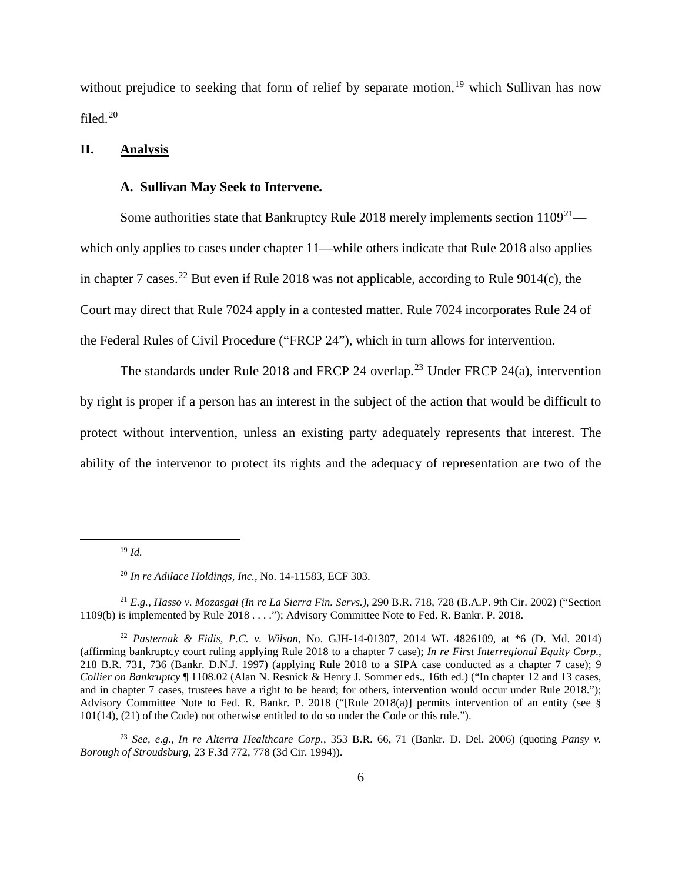without prejudice to seeking that form of relief by separate motion,[19] which Sullivan has now filed.[20]

## II. Analysis

### A. Sullivan May Seek to Intervene.

Some authorities state that Bankruptcy Rule 2018 merely implements section 1109[21]—which only applies to cases under chapter 11—while others indicate that Rule 2018 also applies in chapter 7 cases.[22] But even if Rule 2018 was not applicable, according to Rule 9014(c), the Court may direct that Rule 7024 apply in a contested matter. Rule 7024 incorporates Rule 24 of the Federal Rules of Civil Procedure ("FRCP 24"), which in turn allows for intervention.

The standards under Rule 2018 and FRCP 24 overlap.[23] Under FRCP 24(a), intervention by right is proper if a person has an interest in the subject of the action that would be difficult to protect without intervention, unless an existing party adequately represents that interest. The ability of the intervenor to protect its rights and the adequacy of representation are two of the

---

[19] *Id.*

[20] *In re Adilace Holdings, Inc.*, No. 14-11583, ECF 303.

[21] *E.g.*, *Hasso v. Mozasgai (In re La Sierra Fin. Servs.)*, 290 B.R. 718, 728 (B.A.P. 9th Cir. 2002) ("Section 1109(b) is implemented by Rule 2018 . . . ."); Advisory Committee Note to Fed. R. Bankr. P. 2018.

[22] *Pasternak & Fidis, P.C. v. Wilson*, No. GJH-14-01307, 2014 WL 4826109, at *6 (D. Md. 2014) (affirming bankruptcy court ruling applying Rule 2018 to a chapter 7 case); *In re First Interregional Equity Corp.*, 218 B.R. 731, 736 (Bankr. D.N.J. 1997) (applying Rule 2018 to a SIPA case conducted as a chapter 7 case); 9 *Collier on Bankruptcy* ¶ 1108.02 (Alan N. Resnick & Henry J. Sommer eds., 16th ed.) ("In chapter 12 and 13 cases, and in chapter 7 cases, trustees have a right to be heard; for others, intervention would occur under Rule 2018."); Advisory Committee Note to Fed. R. Bankr. P. 2018 ("[Rule 2018(a)] permits intervention of an entity (see § 101(14), (21) of the Code) not otherwise entitled to do so under the Code or this rule.").

[23] *See, e.g.*, *In re Alterra Healthcare Corp.*, 353 B.R. 66, 71 (Bankr. D. Del. 2006) (quoting *Pansy v. Borough of Stroudsburg*, 23 F.3d 772, 778 (3d Cir. 1994)).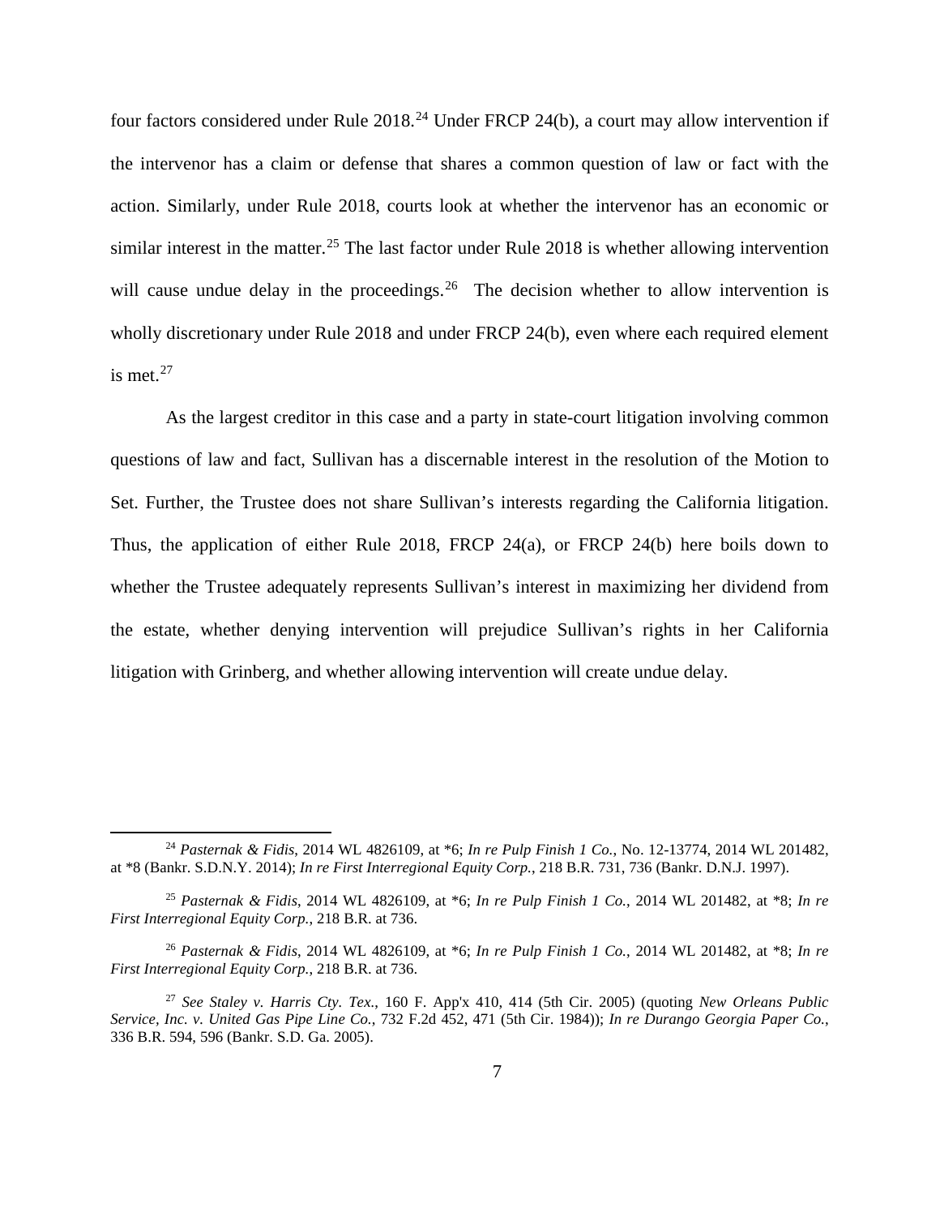four factors considered under Rule 2018.[24] Under FRCP 24(b), a court may allow intervention if the intervenor has a claim or defense that shares a common question of law or fact with the action. Similarly, under Rule 2018, courts look at whether the intervenor has an economic or similar interest in the matter.[25] The last factor under Rule 2018 is whether allowing intervention will cause undue delay in the proceedings.[26] The decision whether to allow intervention is wholly discretionary under Rule 2018 and under FRCP 24(b), even where each required element is met.[27]

As the largest creditor in this case and a party in state-court litigation involving common questions of law and fact, Sullivan has a discernable interest in the resolution of the Motion to Set. Further, the Trustee does not share Sullivan's interests regarding the California litigation. Thus, the application of either Rule 2018, FRCP 24(a), or FRCP 24(b) here boils down to whether the Trustee adequately represents Sullivan's interest in maximizing her dividend from the estate, whether denying intervention will prejudice Sullivan's rights in her California litigation with Grinberg, and whether allowing intervention will create undue delay.

---

[24] *Pasternak & Fidis*, 2014 WL 4826109, at *6; *In re Pulp Finish 1 Co.*, No. 12-13774, 2014 WL 201482, at *8 (Bankr. S.D.N.Y. 2014); *In re First Interregional Equity Corp.*, 218 B.R. 731, 736 (Bankr. D.N.J. 1997).

[25] *Pasternak & Fidis*, 2014 WL 4826109, at *6; *In re Pulp Finish 1 Co.*, 2014 WL 201482, at *8; *In re First Interregional Equity Corp.*, 218 B.R. at 736.

[26] *Pasternak & Fidis*, 2014 WL 4826109, at *6; *In re Pulp Finish 1 Co.*, 2014 WL 201482, at *8; *In re First Interregional Equity Corp.*, 218 B.R. at 736.

[27] *See Staley v. Harris Cty. Tex.*, 160 F. App'x 410, 414 (5th Cir. 2005) (quoting *New Orleans Public Service, Inc. v. United Gas Pipe Line Co.*, 732 F.2d 452, 471 (5th Cir. 1984)); *In re Durango Georgia Paper Co.*, 336 B.R. 594, 596 (Bankr. S.D. Ga. 2005).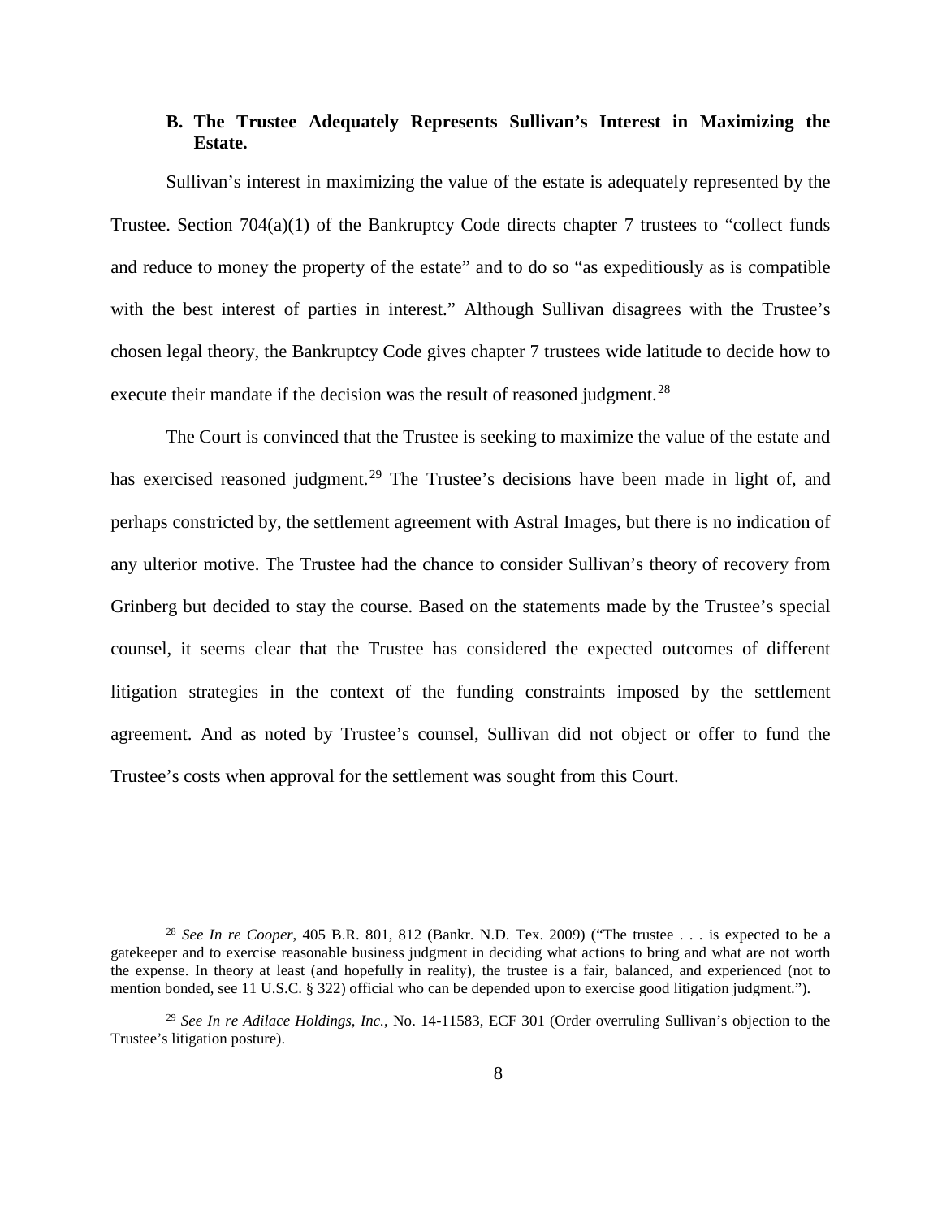### B. The Trustee Adequately Represents Sullivan's Interest in Maximizing the Estate.

Sullivan's interest in maximizing the value of the estate is adequately represented by the Trustee. Section 704(a)(1) of the Bankruptcy Code directs chapter 7 trustees to "collect funds and reduce to money the property of the estate" and to do so "as expeditiously as is compatible with the best interest of parties in interest." Although Sullivan disagrees with the Trustee's chosen legal theory, the Bankruptcy Code gives chapter 7 trustees wide latitude to decide how to execute their mandate if the decision was the result of reasoned judgment.[28]

The Court is convinced that the Trustee is seeking to maximize the value of the estate and has exercised reasoned judgment.[29] The Trustee's decisions have been made in light of, and perhaps constricted by, the settlement agreement with Astral Images, but there is no indication of any ulterior motive. The Trustee had the chance to consider Sullivan's theory of recovery from Grinberg but decided to stay the course. Based on the statements made by the Trustee's special counsel, it seems clear that the Trustee has considered the expected outcomes of different litigation strategies in the context of the funding constraints imposed by the settlement agreement. And as noted by Trustee's counsel, Sullivan did not object or offer to fund the Trustee's costs when approval for the settlement was sought from this Court.

---

[28] *See In re Cooper*, 405 B.R. 801, 812 (Bankr. N.D. Tex. 2009) ("The trustee . . . is expected to be a gatekeeper and to exercise reasonable business judgment in deciding what actions to bring and what are not worth the expense. In theory at least (and hopefully in reality), the trustee is a fair, balanced, and experienced (not to mention bonded, see 11 U.S.C. § 322) official who can be depended upon to exercise good litigation judgment.").

[29] *See In re Adilace Holdings, Inc.*, No. 14-11583, ECF 301 (Order overruling Sullivan's objection to the Trustee's litigation posture).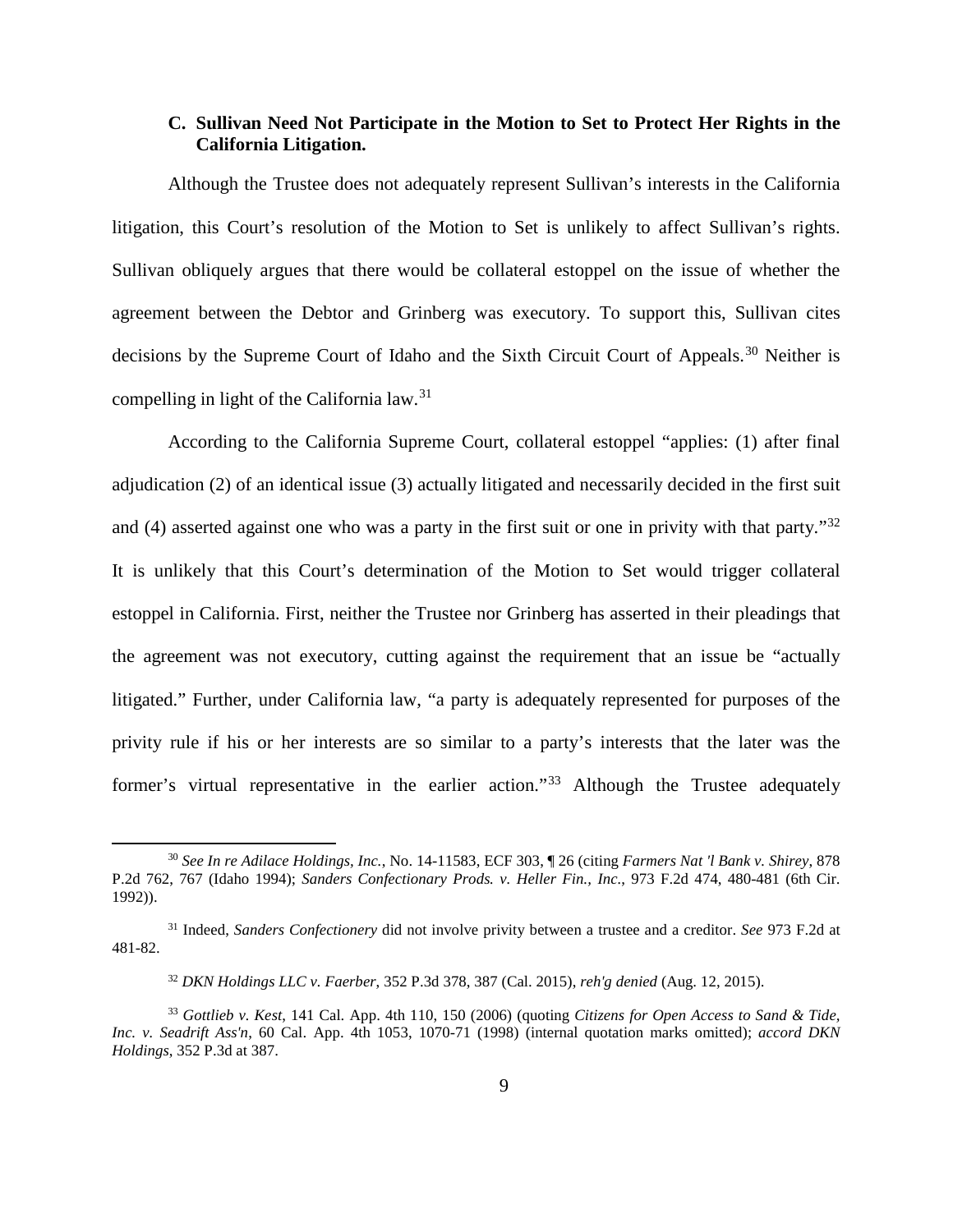### C. Sullivan Need Not Participate in the Motion to Set to Protect Her Rights in the California Litigation.

Although the Trustee does not adequately represent Sullivan's interests in the California litigation, this Court's resolution of the Motion to Set is unlikely to affect Sullivan's rights. Sullivan obliquely argues that there would be collateral estoppel on the issue of whether the agreement between the Debtor and Grinberg was executory. To support this, Sullivan cites decisions by the Supreme Court of Idaho and the Sixth Circuit Court of Appeals.[30] Neither is compelling in light of the California law.[31]

According to the California Supreme Court, collateral estoppel "applies: (1) after final adjudication (2) of an identical issue (3) actually litigated and necessarily decided in the first suit and (4) asserted against one who was a party in the first suit or one in privity with that party."[32] It is unlikely that this Court's determination of the Motion to Set would trigger collateral estoppel in California. First, neither the Trustee nor Grinberg has asserted in their pleadings that the agreement was not executory, cutting against the requirement that an issue be "actually litigated." Further, under California law, "a party is adequately represented for purposes of the privity rule if his or her interests are so similar to a party's interests that the later was the former's virtual representative in the earlier action."[33] Although the Trustee adequately

---

[30] *See In re Adilace Holdings, Inc.*, No. 14-11583, ECF 303, ¶ 26 (citing *Farmers Nat 'l Bank v. Shirey*, 878 P.2d 762, 767 (Idaho 1994); *Sanders Confectionary Prods. v. Heller Fin., Inc.*, 973 F.2d 474, 480-481 (6th Cir. 1992)).

[31] Indeed, *Sanders Confectionery* did not involve privity between a trustee and a creditor. *See* 973 F.2d at 481-82.

[32] *DKN Holdings LLC v. Faerber*, 352 P.3d 378, 387 (Cal. 2015), *reh'g denied* (Aug. 12, 2015).

[33] *Gottlieb v. Kest*, 141 Cal. App. 4th 110, 150 (2006) (quoting *Citizens for Open Access to Sand & Tide, Inc. v. Seadrift Ass'n*, 60 Cal. App. 4th 1053, 1070-71 (1998) (internal quotation marks omitted); *accord DKN Holdings*, 352 P.3d at 387.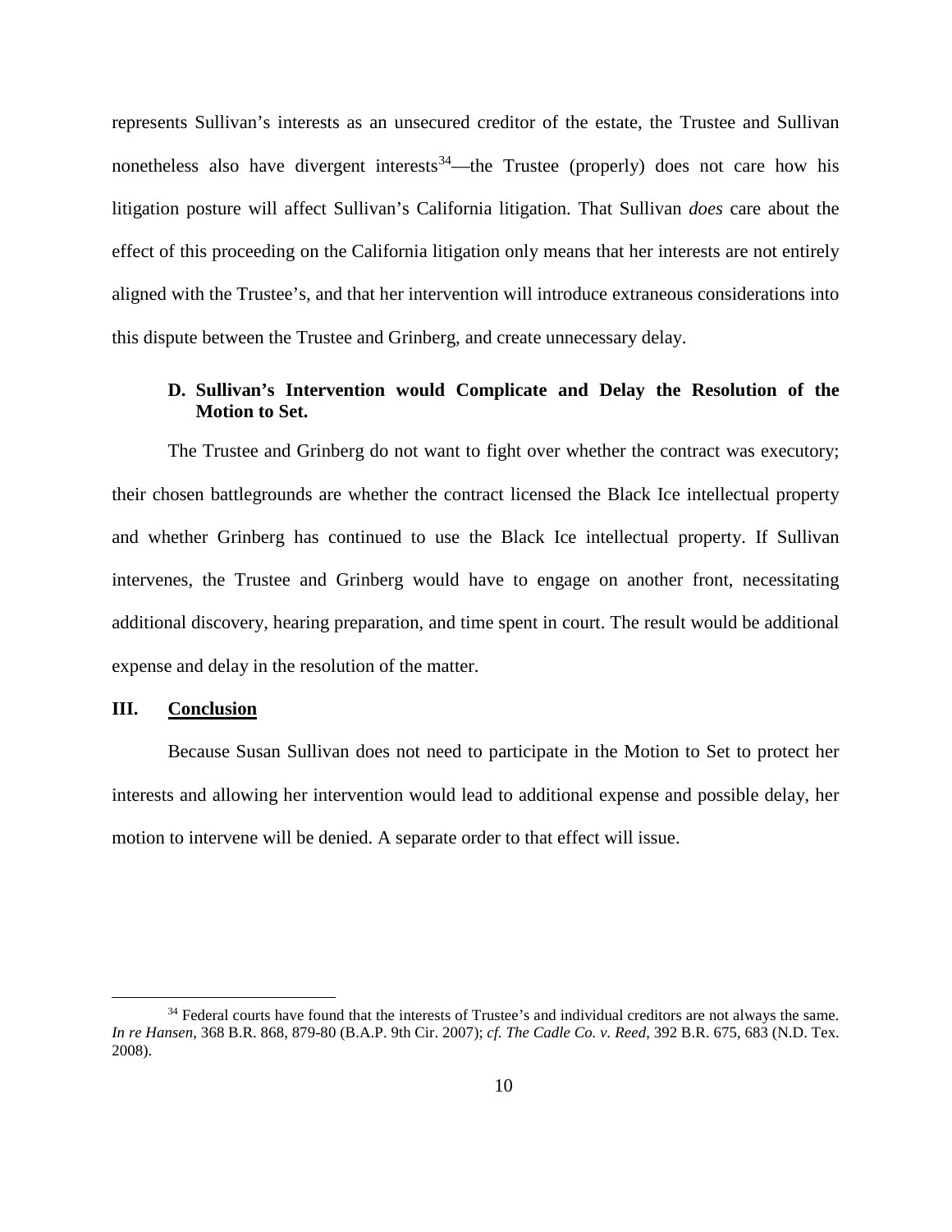represents Sullivan's interests as an unsecured creditor of the estate, the Trustee and Sullivan nonetheless also have divergent interests[34]—the Trustee (properly) does not care how his litigation posture will affect Sullivan's California litigation. That Sullivan *does* care about the effect of this proceeding on the California litigation only means that her interests are not entirely aligned with the Trustee's, and that her intervention will introduce extraneous considerations into this dispute between the Trustee and Grinberg, and create unnecessary delay.

### D. Sullivan's Intervention would Complicate and Delay the Resolution of the Motion to Set.

The Trustee and Grinberg do not want to fight over whether the contract was executory; their chosen battlegrounds are whether the contract licensed the Black Ice intellectual property and whether Grinberg has continued to use the Black Ice intellectual property. If Sullivan intervenes, the Trustee and Grinberg would have to engage on another front, necessitating additional discovery, hearing preparation, and time spent in court. The result would be additional expense and delay in the resolution of the matter.

## III. Conclusion

Because Susan Sullivan does not need to participate in the Motion to Set to protect her interests and allowing her intervention would lead to additional expense and possible delay, her motion to intervene will be denied. A separate order to that effect will issue.

---

[34] Federal courts have found that the interests of Trustee's and individual creditors are not always the same. *In re Hansen*, 368 B.R. 868, 879-80 (B.A.P. 9th Cir. 2007); *cf. The Cadle Co. v. Reed*, 392 B.R. 675, 683 (N.D. Tex. 2008).